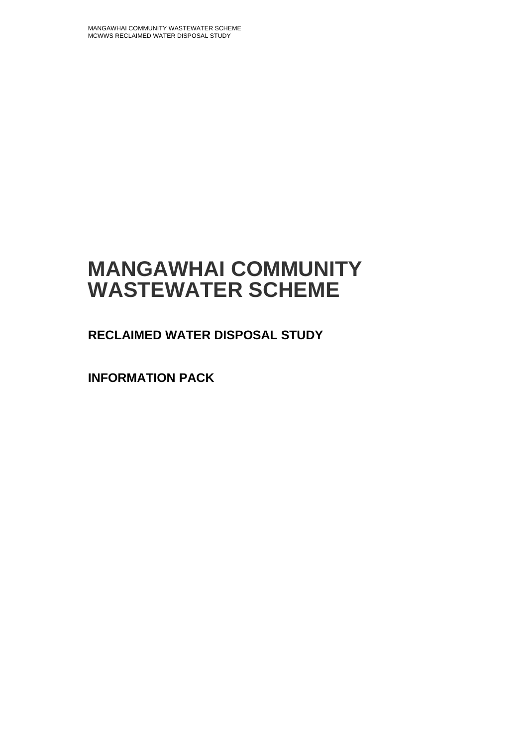# MANGAWHAI COMMUNITY WASTEWATER SCHEME

## RECLAIMED WATER DISPOSAL STUDY

## INFORMATION PACK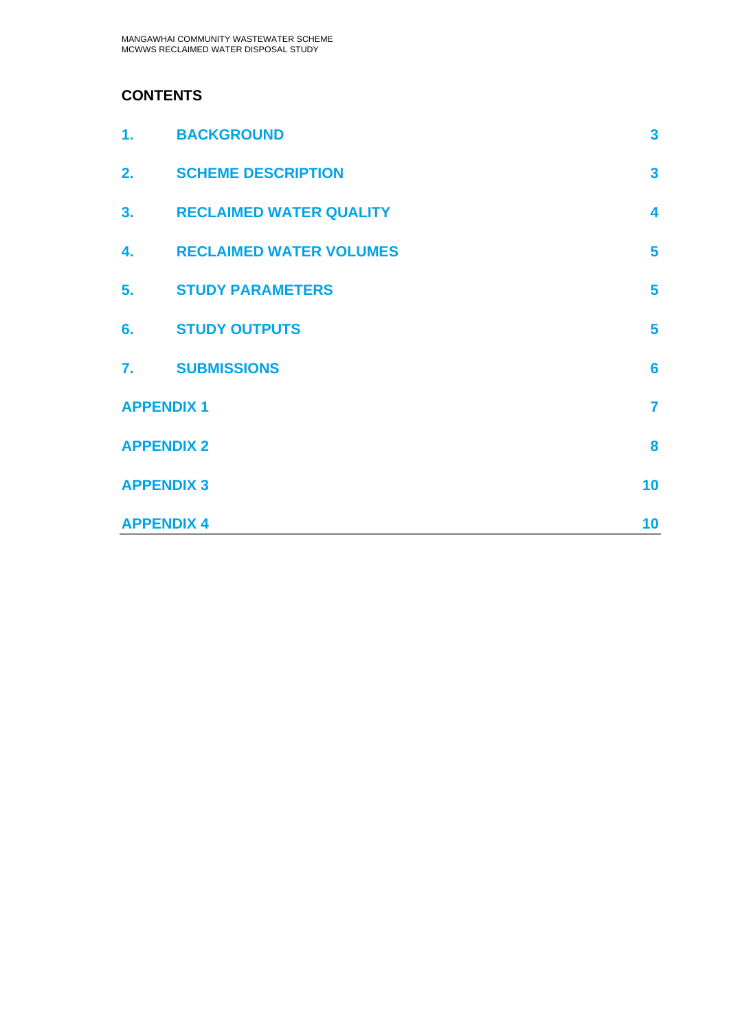## CONTENTS

| | | |
|---|---|---|
| 1. | BACKGROUND | 3 |
| 2. | SCHEME DESCRIPTION | 3 |
| 3. | RECLAIMED WATER QUALITY | 4 |
| 4. | RECLAIMED WATER VOLUMES | 5 |
| 5. | STUDY PARAMETERS | 5 |
| 6. | STUDY OUTPUTS | 5 |
| 7. | SUBMISSIONS | 6 |
| APPENDIX 1 | | 7 |
| APPENDIX 2 | | 8 |
| APPENDIX 3 | | 10 |
| APPENDIX 4 | | 10 |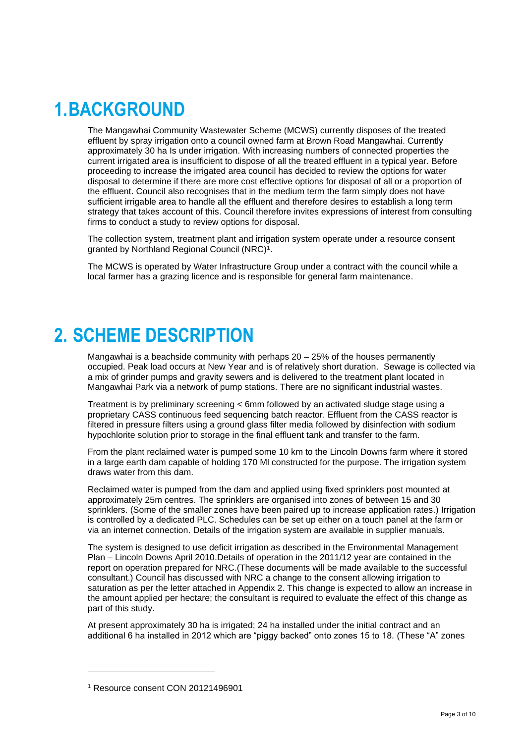# 1. BACKGROUND

The Mangawhai Community Wastewater Scheme (MCWS) currently disposes of the treated effluent by spray irrigation onto a council owned farm at Brown Road Mangawhai. Currently approximately 30 ha Is under irrigation. With increasing numbers of connected properties the current irrigated area is insufficient to dispose of all the treated effluent in a typical year. Before proceeding to increase the irrigated area council has decided to review the options for water disposal to determine if there are more cost effective options for disposal of all or a proportion of the effluent. Council also recognises that in the medium term the farm simply does not have sufficient irrigable area to handle all the effluent and therefore desires to establish a long term strategy that takes account of this. Council therefore invites expressions of interest from consulting firms to conduct a study to review options for disposal.

The collection system, treatment plant and irrigation system operate under a resource consent granted by Northland Regional Council (NRC)[1].

The MCWS is operated by Water Infrastructure Group under a contract with the council while a local farmer has a grazing licence and is responsible for general farm maintenance.

# 2. SCHEME DESCRIPTION

Mangawhai is a beachside community with perhaps 20 – 25% of the houses permanently occupied. Peak load occurs at New Year and is of relatively short duration. Sewage is collected via a mix of grinder pumps and gravity sewers and is delivered to the treatment plant located in Mangawhai Park via a network of pump stations. There are no significant industrial wastes.

Treatment is by preliminary screening < 6mm followed by an activated sludge stage using a proprietary CASS continuous feed sequencing batch reactor. Effluent from the CASS reactor is filtered in pressure filters using a ground glass filter media followed by disinfection with sodium hypochlorite solution prior to storage in the final effluent tank and transfer to the farm.

From the plant reclaimed water is pumped some 10 km to the Lincoln Downs farm where it stored in a large earth dam capable of holding 170 Ml constructed for the purpose. The irrigation system draws water from this dam.

Reclaimed water is pumped from the dam and applied using fixed sprinklers post mounted at approximately 25m centres. The sprinklers are organised into zones of between 15 and 30 sprinklers. (Some of the smaller zones have been paired up to increase application rates.) Irrigation is controlled by a dedicated PLC. Schedules can be set up either on a touch panel at the farm or via an internet connection. Details of the irrigation system are available in supplier manuals.

The system is designed to use deficit irrigation as described in the Environmental Management Plan – Lincoln Downs April 2010.Details of operation in the 2011/12 year are contained in the report on operation prepared for NRC.(These documents will be made available to the successful consultant.) Council has discussed with NRC a change to the consent allowing irrigation to saturation as per the letter attached in Appendix 2. This change is expected to allow an increase in the amount applied per hectare; the consultant is required to evaluate the effect of this change as part of this study.

At present approximately 30 ha is irrigated; 24 ha installed under the initial contract and an additional 6 ha installed in 2012 which are "piggy backed" onto zones 15 to 18. (These "A" zones

[1] Resource consent CON 20121496901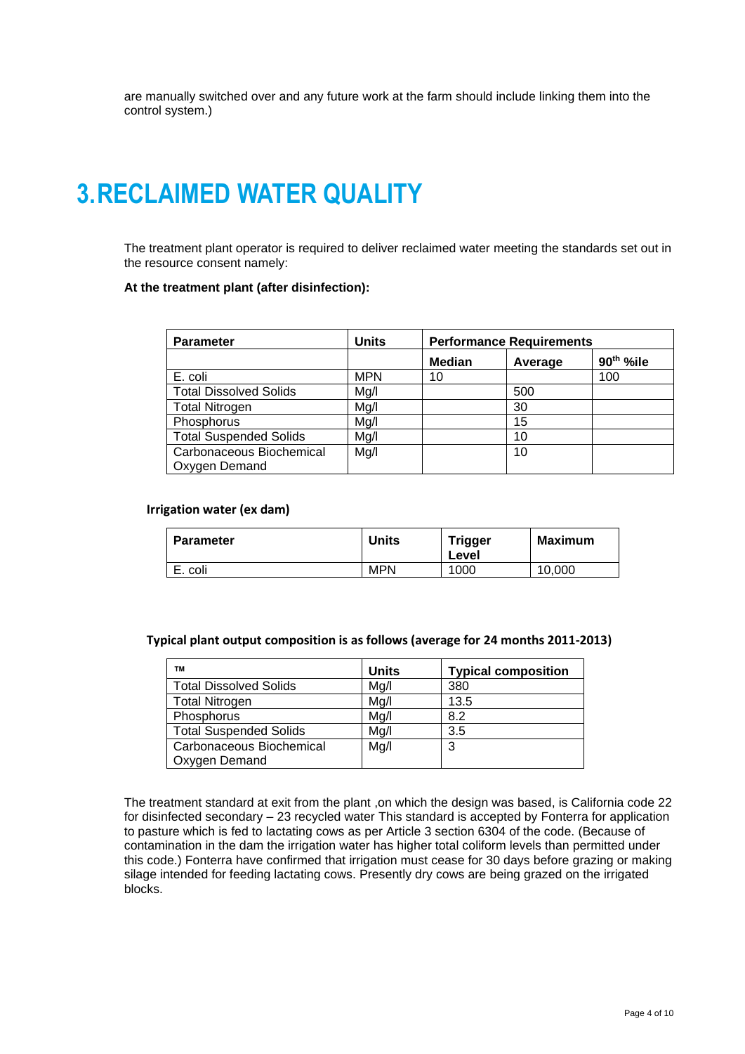are manually switched over and any future work at the farm should include linking them into the control system.)

# 3. RECLAIMED WATER QUALITY

The treatment plant operator is required to deliver reclaimed water meeting the standards set out in the resource consent namely:

**At the treatment plant (after disinfection):**

| Parameter | Units | Performance Requirements | | |
|---|---|---|---|---|
| | | Median | Average | 90th %ile |
| E. coli | MPN | 10 | | 100 |
| Total Dissolved Solids | Mg/l | | 500 | |
| Total Nitrogen | Mg/l | | 30 | |
| Phosphorus | Mg/l | | 15 | |
| Total Suspended Solids | Mg/l | | 10 | |
| Carbonaceous Biochemical Oxygen Demand | Mg/l | | 10 | |

**Irrigation water (ex dam)**

| Parameter | Units | Trigger Level | Maximum |
|---|---|---|---|
| E. coli | MPN | 1000 | 10,000 |

**Typical plant output composition is as follows (average for 24 months 2011-2013)**

| TM | Units | Typical composition |
|---|---|---|
| Total Dissolved Solids | Mg/l | 380 |
| Total Nitrogen | Mg/l | 13.5 |
| Phosphorus | Mg/l | 8.2 |
| Total Suspended Solids | Mg/l | 3.5 |
| Carbonaceous Biochemical Oxygen Demand | Mg/l | 3 |

The treatment standard at exit from the plant ,on which the design was based, is California code 22 for disinfected secondary – 23 recycled water This standard is accepted by Fonterra for application to pasture which is fed to lactating cows as per Article 3 section 6304 of the code. (Because of contamination in the dam the irrigation water has higher total coliform levels than permitted under this code.) Fonterra have confirmed that irrigation must cease for 30 days before grazing or making silage intended for feeding lactating cows. Presently dry cows are being grazed on the irrigated blocks.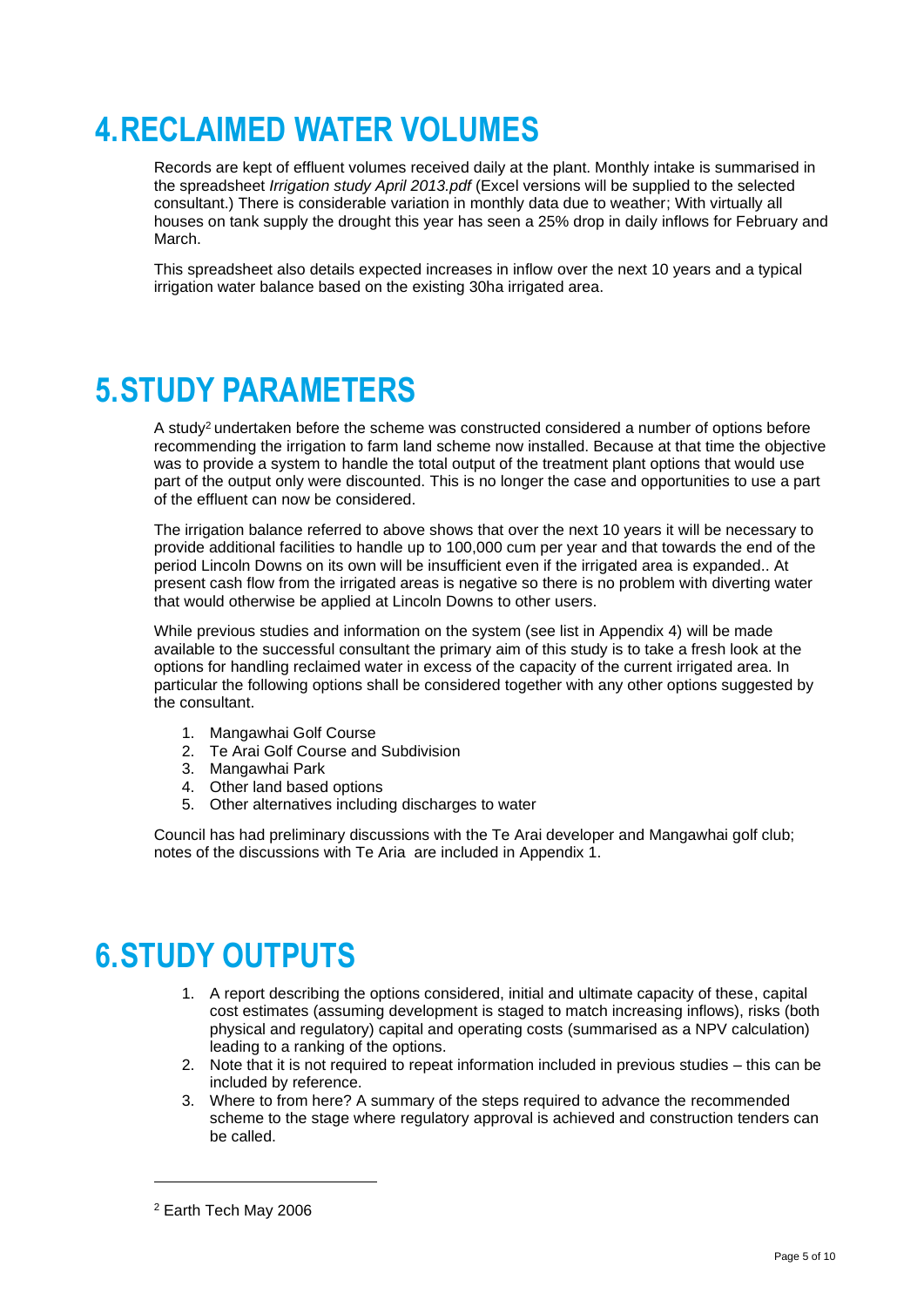# 4. RECLAIMED WATER VOLUMES

Records are kept of effluent volumes received daily at the plant. Monthly intake is summarised in the spreadsheet *Irrigation study April 2013.pdf* (Excel versions will be supplied to the selected consultant.) There is considerable variation in monthly data due to weather; With virtually all houses on tank supply the drought this year has seen a 25% drop in daily inflows for February and March.

This spreadsheet also details expected increases in inflow over the next 10 years and a typical irrigation water balance based on the existing 30ha irrigated area.

# 5. STUDY PARAMETERS

A study[2] undertaken before the scheme was constructed considered a number of options before recommending the irrigation to farm land scheme now installed. Because at that time the objective was to provide a system to handle the total output of the treatment plant options that would use part of the output only were discounted. This is no longer the case and opportunities to use a part of the effluent can now be considered.

The irrigation balance referred to above shows that over the next 10 years it will be necessary to provide additional facilities to handle up to 100,000 cum per year and that towards the end of the period Lincoln Downs on its own will be insufficient even if the irrigated area is expanded.. At present cash flow from the irrigated areas is negative so there is no problem with diverting water that would otherwise be applied at Lincoln Downs to other users.

While previous studies and information on the system (see list in Appendix 4) will be made available to the successful consultant the primary aim of this study is to take a fresh look at the options for handling reclaimed water in excess of the capacity of the current irrigated area. In particular the following options shall be considered together with any other options suggested by the consultant.

1. Mangawhai Golf Course
2. Te Arai Golf Course and Subdivision
3. Mangawhai Park
4. Other land based options
5. Other alternatives including discharges to water

Council has had preliminary discussions with the Te Arai developer and Mangawhai golf club; notes of the discussions with Te Aria are included in Appendix 1.

# 6. STUDY OUTPUTS

1. A report describing the options considered, initial and ultimate capacity of these, capital cost estimates (assuming development is staged to match increasing inflows), risks (both physical and regulatory) capital and operating costs (summarised as a NPV calculation) leading to a ranking of the options.
2. Note that it is not required to repeat information included in previous studies – this can be included by reference.
3. Where to from here? A summary of the steps required to advance the recommended scheme to the stage where regulatory approval is achieved and construction tenders can be called.

---

[2] Earth Tech May 2006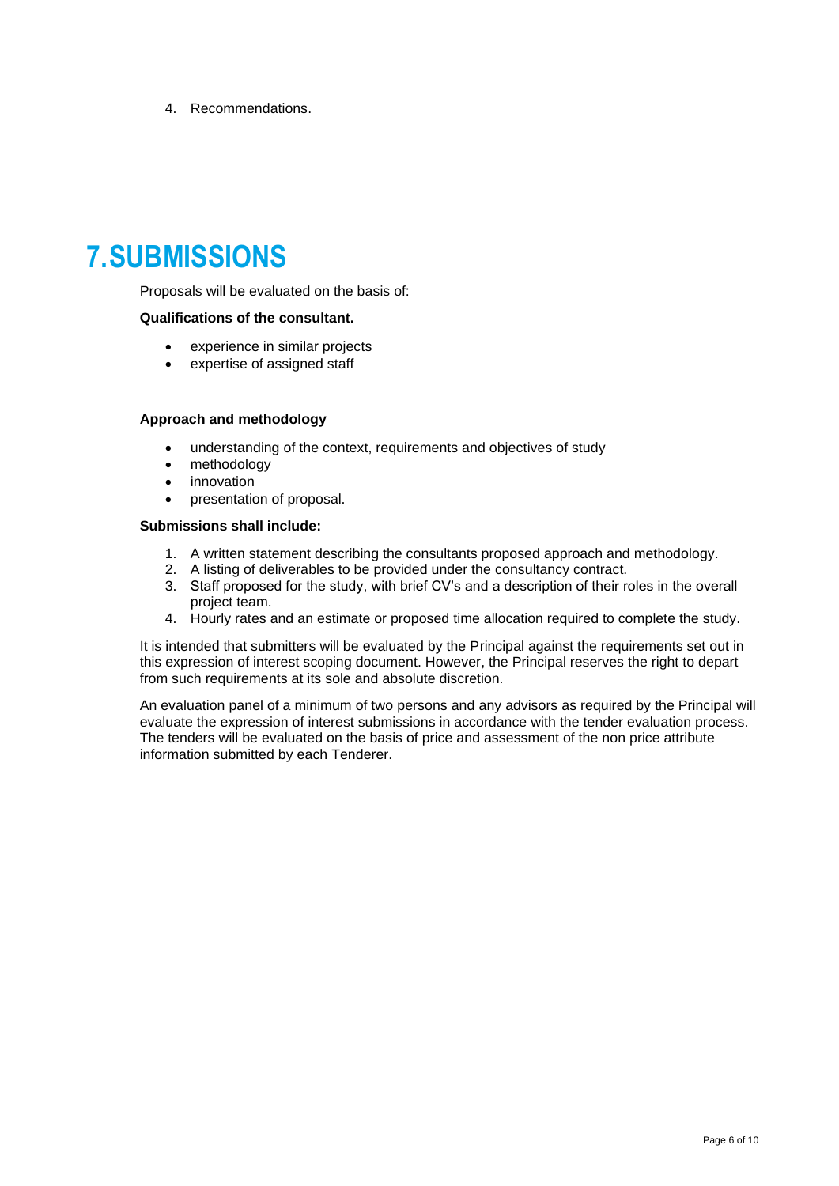4. Recommendations.

# 7. SUBMISSIONS

Proposals will be evaluated on the basis of:

**Qualifications of the consultant.**

- experience in similar projects
- expertise of assigned staff

**Approach and methodology**

- understanding of the context, requirements and objectives of study
- methodology
- innovation
- presentation of proposal.

**Submissions shall include:**

1. A written statement describing the consultants proposed approach and methodology.
2. A listing of deliverables to be provided under the consultancy contract.
3. Staff proposed for the study, with brief CV's and a description of their roles in the overall project team.
4. Hourly rates and an estimate or proposed time allocation required to complete the study.

It is intended that submitters will be evaluated by the Principal against the requirements set out in this expression of interest scoping document. However, the Principal reserves the right to depart from such requirements at its sole and absolute discretion.

An evaluation panel of a minimum of two persons and any advisors as required by the Principal will evaluate the expression of interest submissions in accordance with the tender evaluation process. The tenders will be evaluated on the basis of price and assessment of the non price attribute information submitted by each Tenderer.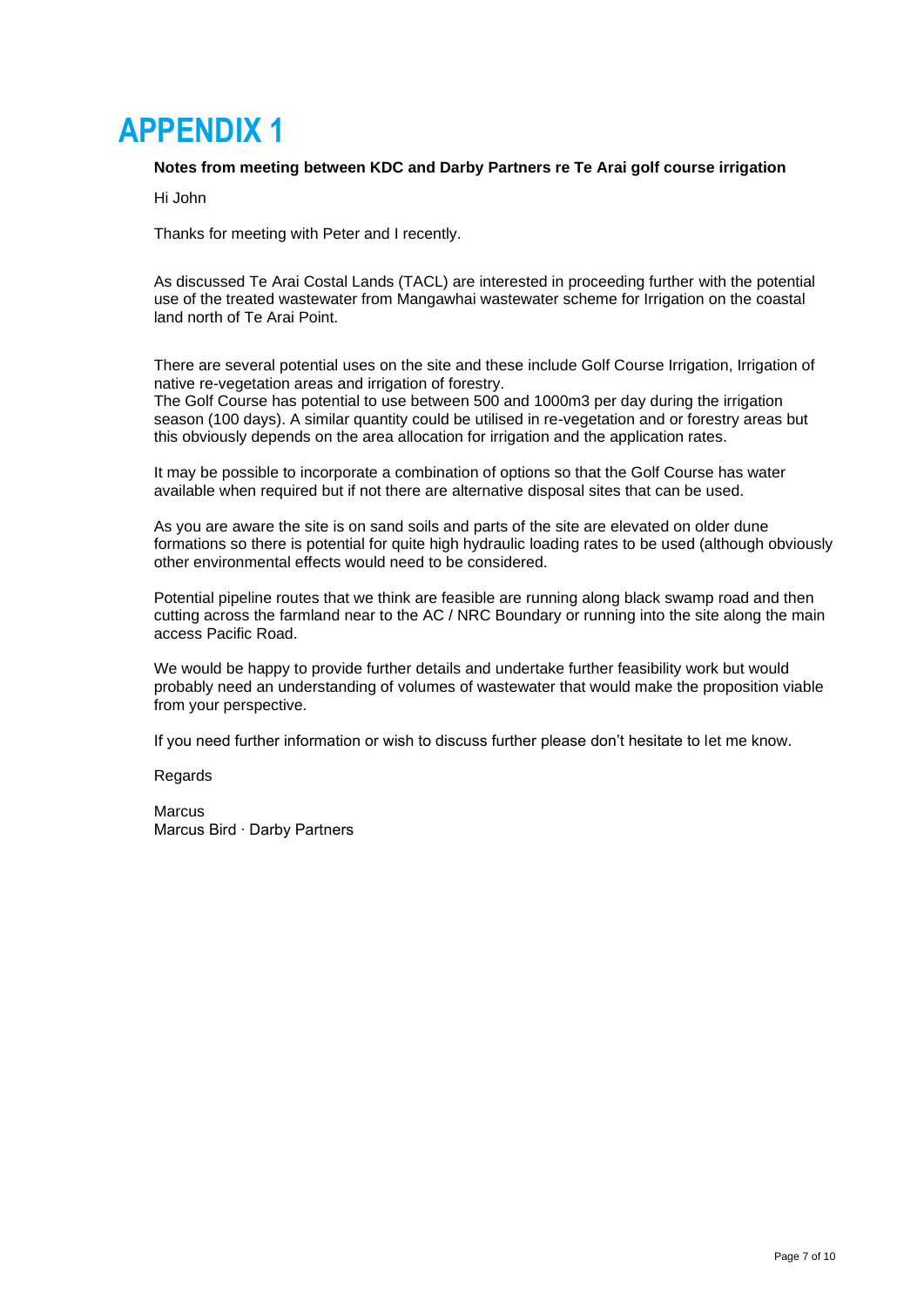# APPENDIX 1

**Notes from meeting between KDC and Darby Partners re Te Arai golf course irrigation**

Hi John

Thanks for meeting with Peter and I recently.

As discussed Te Arai Costal Lands (TACL) are interested in proceeding further with the potential use of the treated wastewater from Mangawhai wastewater scheme for Irrigation on the coastal land north of Te Arai Point.

There are several potential uses on the site and these include Golf Course Irrigation, Irrigation of native re-vegetation areas and irrigation of forestry.
The Golf Course has potential to use between 500 and 1000m3 per day during the irrigation season (100 days). A similar quantity could be utilised in re-vegetation and or forestry areas but this obviously depends on the area allocation for irrigation and the application rates.

It may be possible to incorporate a combination of options so that the Golf Course has water available when required but if not there are alternative disposal sites that can be used.

As you are aware the site is on sand soils and parts of the site are elevated on older dune formations so there is potential for quite high hydraulic loading rates to be used (although obviously other environmental effects would need to be considered.

Potential pipeline routes that we think are feasible are running along black swamp road and then cutting across the farmland near to the AC / NRC Boundary or running into the site along the main access Pacific Road.

We would be happy to provide further details and undertake further feasibility work but would probably need an understanding of volumes of wastewater that would make the proposition viable from your perspective.

If you need further information or wish to discuss further please don't hesitate to let me know.

Regards

Marcus
Marcus Bird · Darby Partners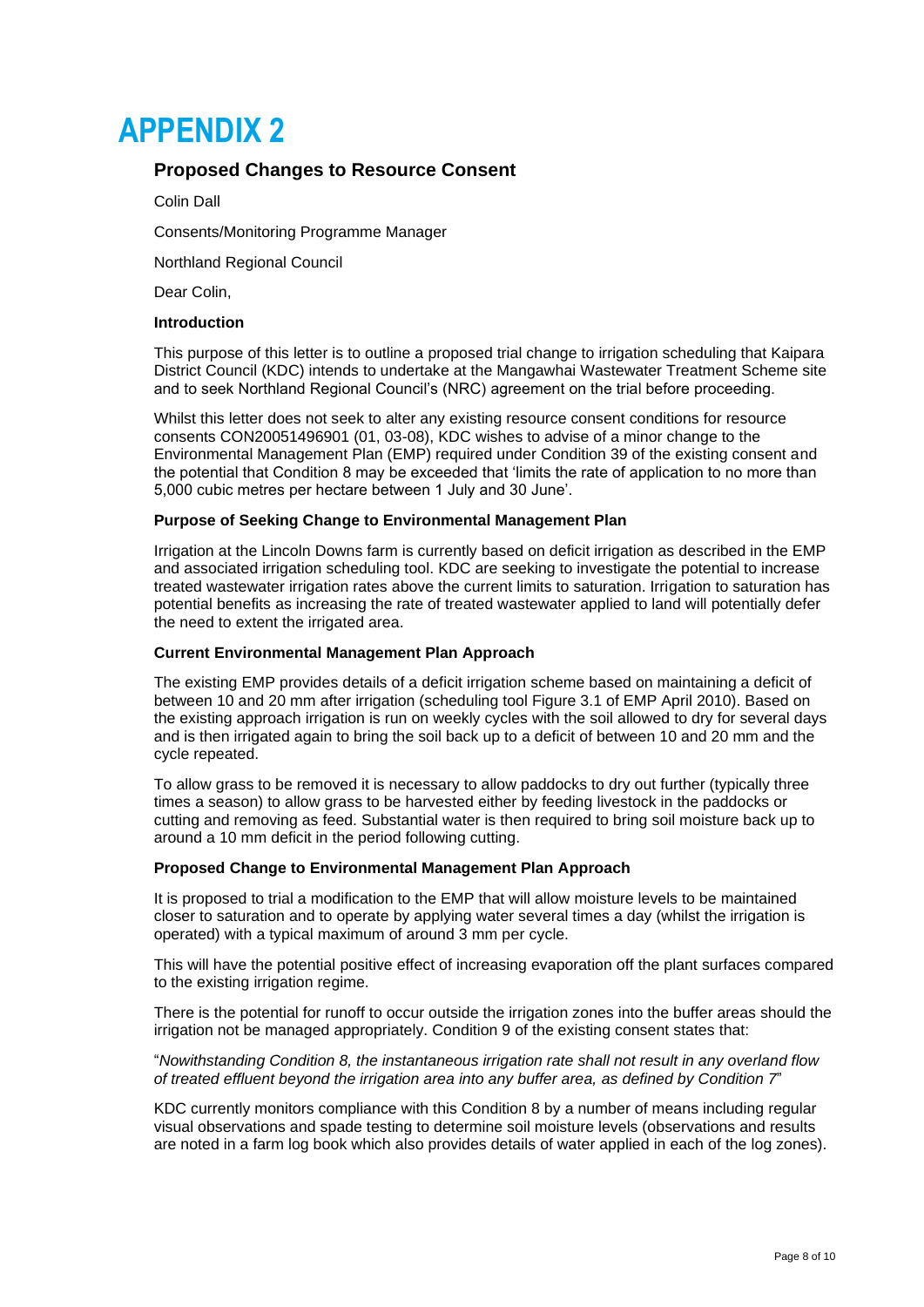# APPENDIX 2

## Proposed Changes to Resource Consent

Colin Dall

Consents/Monitoring Programme Manager

Northland Regional Council

Dear Colin,

**Introduction**

This purpose of this letter is to outline a proposed trial change to irrigation scheduling that Kaipara District Council (KDC) intends to undertake at the Mangawhai Wastewater Treatment Scheme site and to seek Northland Regional Council's (NRC) agreement on the trial before proceeding.

Whilst this letter does not seek to alter any existing resource consent conditions for resource consents CON20051496901 (01, 03-08), KDC wishes to advise of a minor change to the Environmental Management Plan (EMP) required under Condition 39 of the existing consent and the potential that Condition 8 may be exceeded that 'limits the rate of application to no more than 5,000 cubic metres per hectare between 1 July and 30 June'.

**Purpose of Seeking Change to Environmental Management Plan**

Irrigation at the Lincoln Downs farm is currently based on deficit irrigation as described in the EMP and associated irrigation scheduling tool. KDC are seeking to investigate the potential to increase treated wastewater irrigation rates above the current limits to saturation. Irrigation to saturation has potential benefits as increasing the rate of treated wastewater applied to land will potentially defer the need to extent the irrigated area.

**Current Environmental Management Plan Approach**

The existing EMP provides details of a deficit irrigation scheme based on maintaining a deficit of between 10 and 20 mm after irrigation (scheduling tool Figure 3.1 of EMP April 2010). Based on the existing approach irrigation is run on weekly cycles with the soil allowed to dry for several days and is then irrigated again to bring the soil back up to a deficit of between 10 and 20 mm and the cycle repeated.

To allow grass to be removed it is necessary to allow paddocks to dry out further (typically three times a season) to allow grass to be harvested either by feeding livestock in the paddocks or cutting and removing as feed. Substantial water is then required to bring soil moisture back up to around a 10 mm deficit in the period following cutting.

**Proposed Change to Environmental Management Plan Approach**

It is proposed to trial a modification to the EMP that will allow moisture levels to be maintained closer to saturation and to operate by applying water several times a day (whilst the irrigation is operated) with a typical maximum of around 3 mm per cycle.

This will have the potential positive effect of increasing evaporation off the plant surfaces compared to the existing irrigation regime.

There is the potential for runoff to occur outside the irrigation zones into the buffer areas should the irrigation not be managed appropriately. Condition 9 of the existing consent states that:

"*Nowithstanding Condition 8, the instantaneous irrigation rate shall not result in any overland flow of treated effluent beyond the irrigation area into any buffer area, as defined by Condition 7*"

KDC currently monitors compliance with this Condition 8 by a number of means including regular visual observations and spade testing to determine soil moisture levels (observations and results are noted in a farm log book which also provides details of water applied in each of the log zones).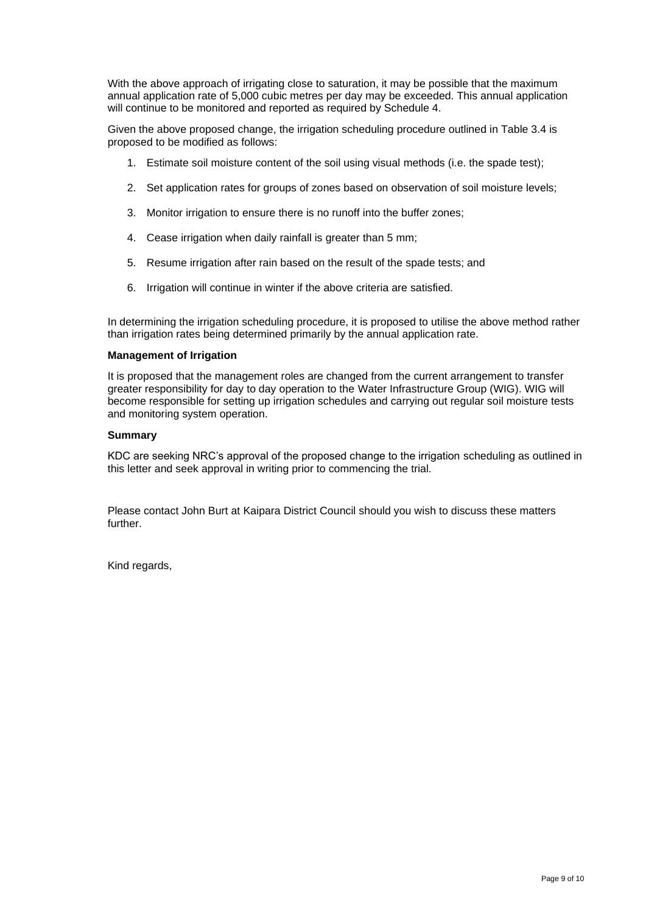With the above approach of irrigating close to saturation, it may be possible that the maximum annual application rate of 5,000 cubic metres per day may be exceeded. This annual application will continue to be monitored and reported as required by Schedule 4.

Given the above proposed change, the irrigation scheduling procedure outlined in Table 3.4 is proposed to be modified as follows:

1. Estimate soil moisture content of the soil using visual methods (i.e. the spade test);
2. Set application rates for groups of zones based on observation of soil moisture levels;
3. Monitor irrigation to ensure there is no runoff into the buffer zones;
4. Cease irrigation when daily rainfall is greater than 5 mm;
5. Resume irrigation after rain based on the result of the spade tests; and
6. Irrigation will continue in winter if the above criteria are satisfied.

In determining the irrigation scheduling procedure, it is proposed to utilise the above method rather than irrigation rates being determined primarily by the annual application rate.

**Management of Irrigation**

It is proposed that the management roles are changed from the current arrangement to transfer greater responsibility for day to day operation to the Water Infrastructure Group (WIG). WIG will become responsible for setting up irrigation schedules and carrying out regular soil moisture tests and monitoring system operation.

**Summary**

KDC are seeking NRC's approval of the proposed change to the irrigation scheduling as outlined in this letter and seek approval in writing prior to commencing the trial.

Please contact John Burt at Kaipara District Council should you wish to discuss these matters further.

Kind regards,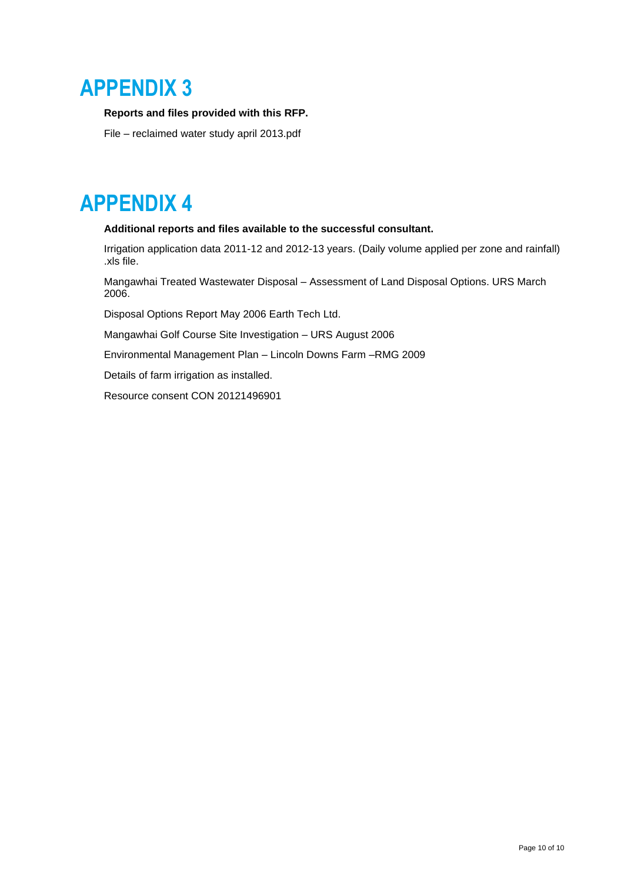# APPENDIX 3

**Reports and files provided with this RFP.**

File – reclaimed water study april 2013.pdf

# APPENDIX 4

**Additional reports and files available to the successful consultant.**

Irrigation application data 2011-12 and 2012-13 years. (Daily volume applied per zone and rainfall) .xls file.

Mangawhai Treated Wastewater Disposal – Assessment of Land Disposal Options. URS March 2006.

Disposal Options Report May 2006 Earth Tech Ltd.

Mangawhai Golf Course Site Investigation – URS August 2006

Environmental Management Plan – Lincoln Downs Farm –RMG 2009

Details of farm irrigation as installed.

Resource consent CON 20121496901